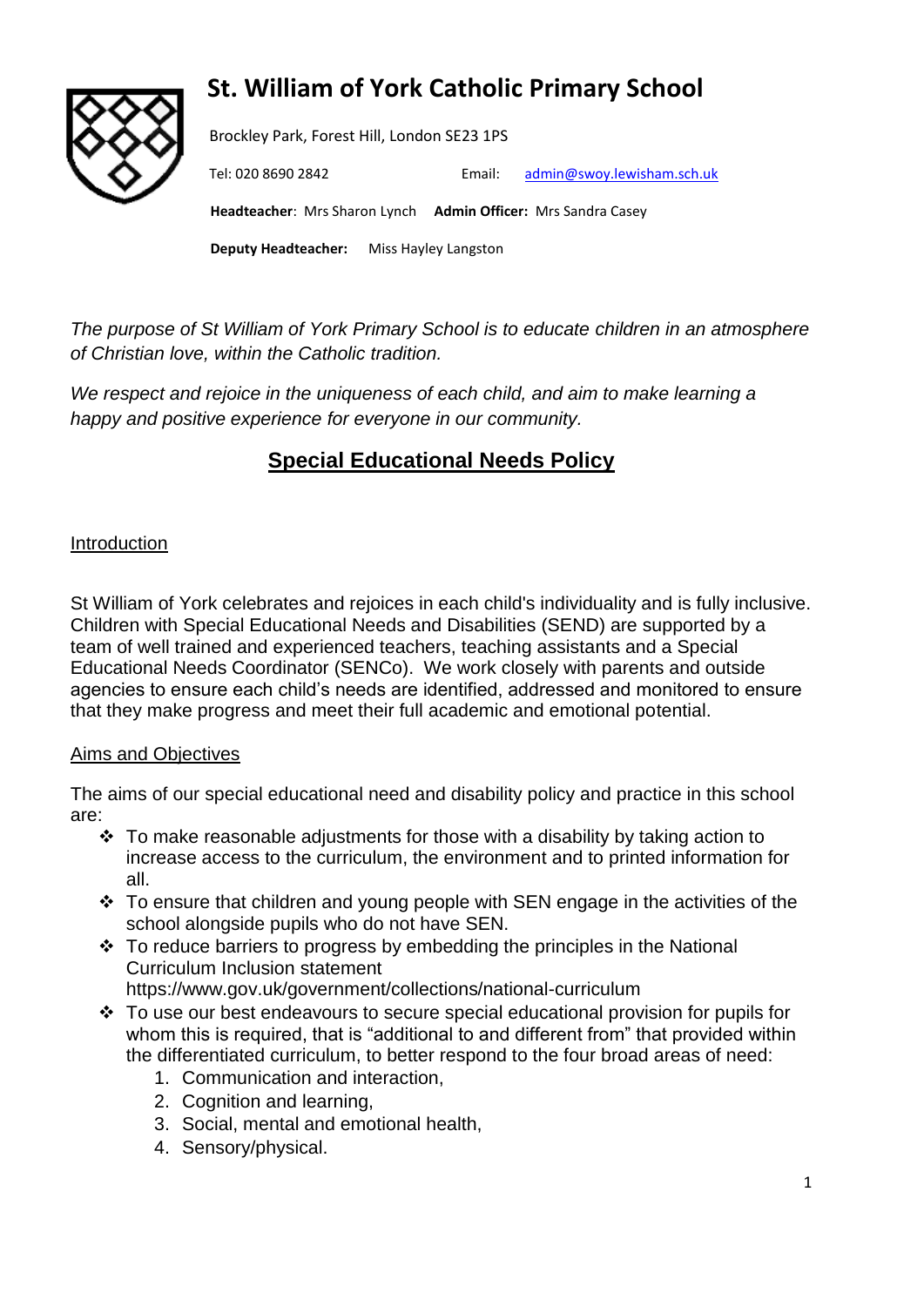# St. William of York Catholic Primary School

Brockley Park, Forest Hill, London SE23 1PS

Tel: 020 8690 2842 Email: admin@swoy.lewisham.sch.uk

**Headteacher**: Mrs Sharon Lynch **Admin Officer:** Mrs Sandra Casey

**Deputy Headteacher:** Miss Hayley Langston

*The purpose of St William of York Primary School is to educate children in an atmosphere of Christian love, within the Catholic tradition.*

*We respect and rejoice in the uniqueness of each child, and aim to make learning a happy and positive experience for everyone in our community.*

## Special Educational Needs Policy

### Introduction

St William of York celebrates and rejoices in each child's individuality and is fully inclusive. Children with Special Educational Needs and Disabilities (SEND) are supported by a team of well trained and experienced teachers, teaching assistants and a Special Educational Needs Coordinator (SENCo). We work closely with parents and outside agencies to ensure each child's needs are identified, addressed and monitored to ensure that they make progress and meet their full academic and emotional potential.

### Aims and Objectives

The aims of our special educational need and disability policy and practice in this school are:

- To make reasonable adjustments for those with a disability by taking action to increase access to the curriculum, the environment and to printed information for all.
- To ensure that children and young people with SEN engage in the activities of the school alongside pupils who do not have SEN.
- To reduce barriers to progress by embedding the principles in the National Curriculum Inclusion statement https://www.gov.uk/government/collections/national-curriculum
- To use our best endeavours to secure special educational provision for pupils for whom this is required, that is "additional to and different from" that provided within the differentiated curriculum, to better respond to the four broad areas of need:
  1. Communication and interaction,
  2. Cognition and learning,
  3. Social, mental and emotional health,
  4. Sensory/physical.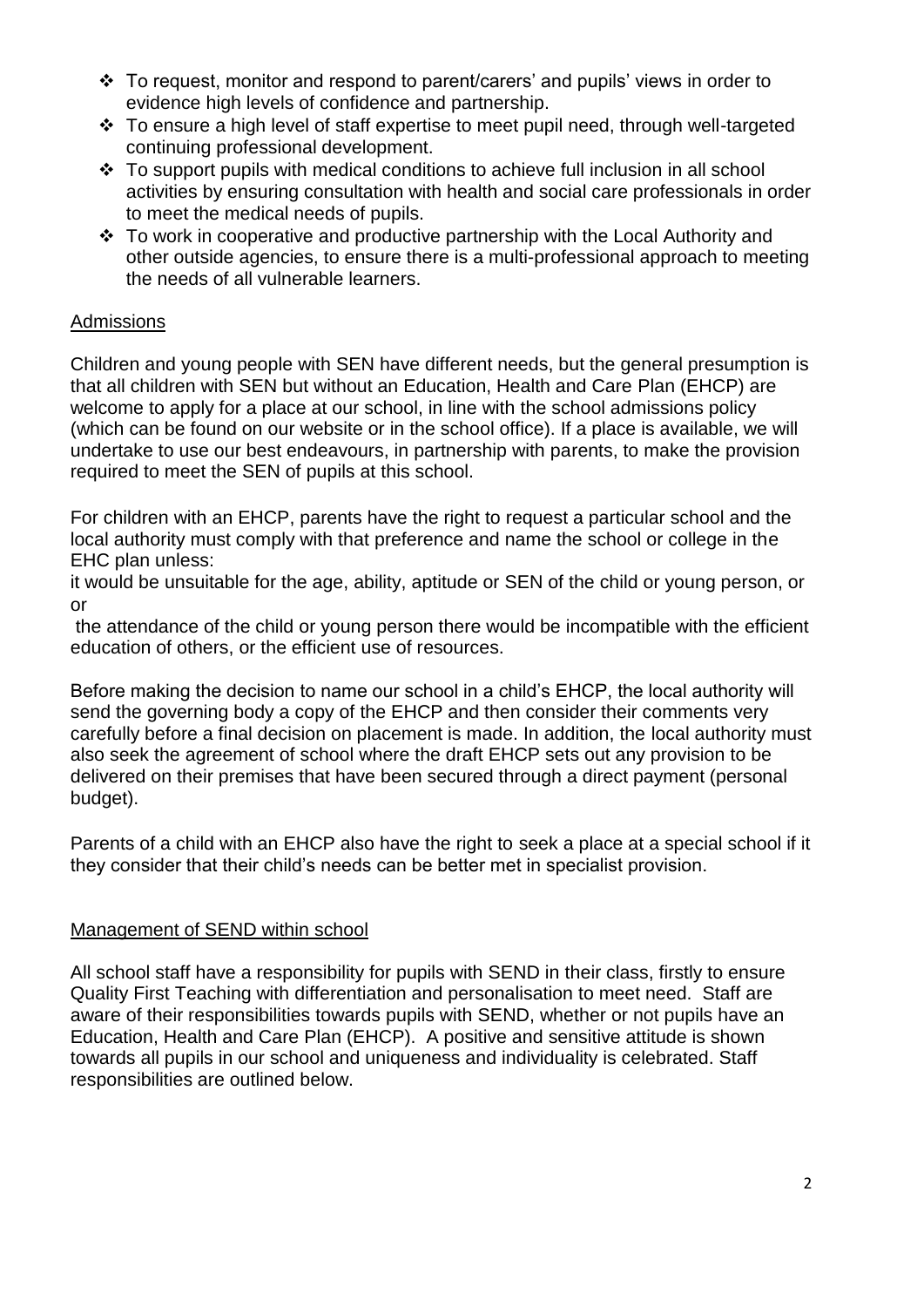- To request, monitor and respond to parent/carers' and pupils' views in order to evidence high levels of confidence and partnership.
- To ensure a high level of staff expertise to meet pupil need, through well-targeted continuing professional development.
- To support pupils with medical conditions to achieve full inclusion in all school activities by ensuring consultation with health and social care professionals in order to meet the medical needs of pupils.
- To work in cooperative and productive partnership with the Local Authority and other outside agencies, to ensure there is a multi-professional approach to meeting the needs of all vulnerable learners.

## Admissions

Children and young people with SEN have different needs, but the general presumption is that all children with SEN but without an Education, Health and Care Plan (EHCP) are welcome to apply for a place at our school, in line with the school admissions policy (which can be found on our website or in the school office). If a place is available, we will undertake to use our best endeavours, in partnership with parents, to make the provision required to meet the SEN of pupils at this school.

For children with an EHCP, parents have the right to request a particular school and the local authority must comply with that preference and name the school or college in the EHC plan unless:

it would be unsuitable for the age, ability, aptitude or SEN of the child or young person, or or

the attendance of the child or young person there would be incompatible with the efficient education of others, or the efficient use of resources.

Before making the decision to name our school in a child's EHCP, the local authority will send the governing body a copy of the EHCP and then consider their comments very carefully before a final decision on placement is made. In addition, the local authority must also seek the agreement of school where the draft EHCP sets out any provision to be delivered on their premises that have been secured through a direct payment (personal budget).

Parents of a child with an EHCP also have the right to seek a place at a special school if it they consider that their child's needs can be better met in specialist provision.

## Management of SEND within school

All school staff have a responsibility for pupils with SEND in their class, firstly to ensure Quality First Teaching with differentiation and personalisation to meet need. Staff are aware of their responsibilities towards pupils with SEND, whether or not pupils have an Education, Health and Care Plan (EHCP). A positive and sensitive attitude is shown towards all pupils in our school and uniqueness and individuality is celebrated. Staff responsibilities are outlined below.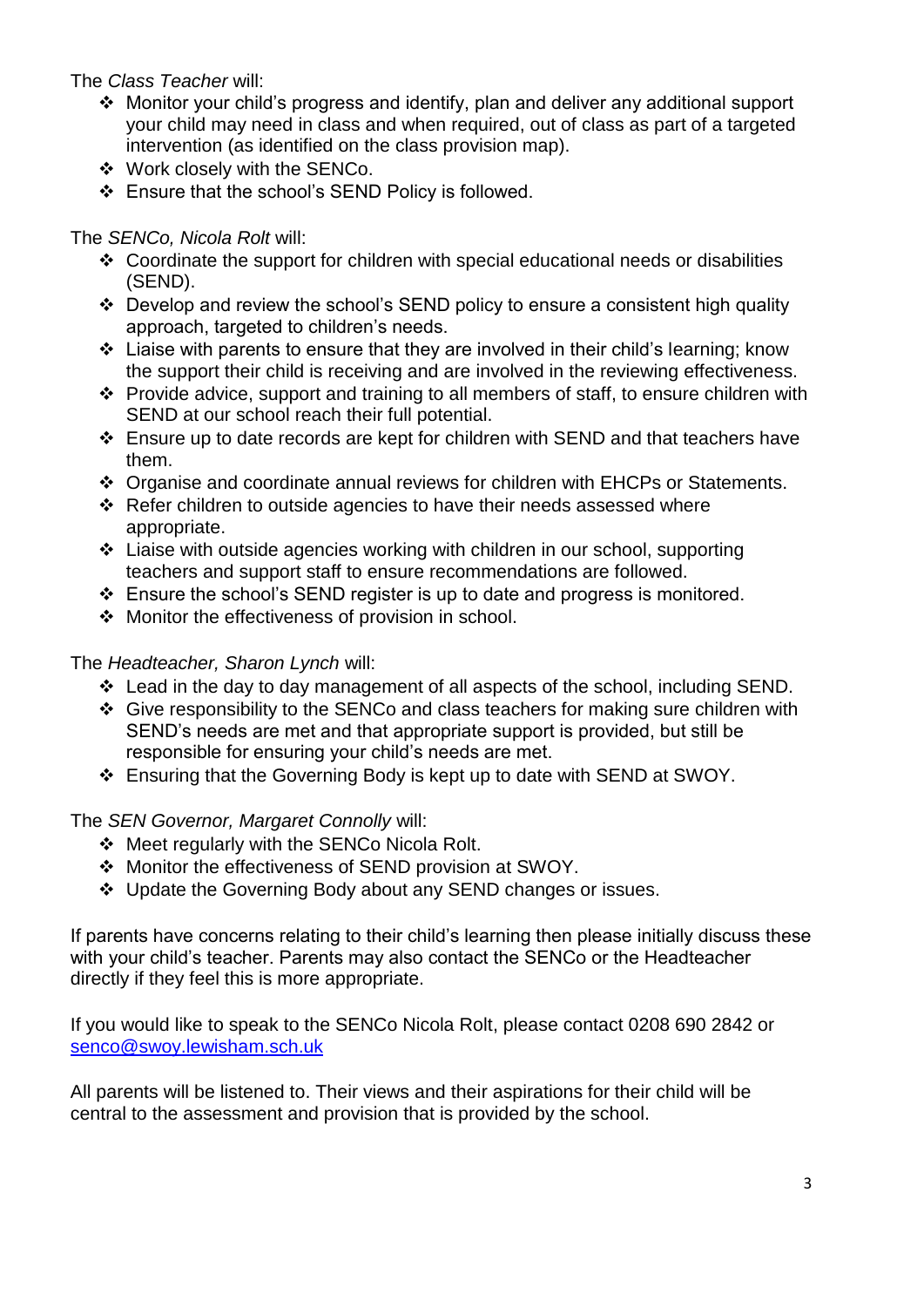The *Class Teacher* will:

- Monitor your child's progress and identify, plan and deliver any additional support your child may need in class and when required, out of class as part of a targeted intervention (as identified on the class provision map).
- Work closely with the SENCo.
- Ensure that the school's SEND Policy is followed.

The *SENCo, Nicola Rolt* will:

- Coordinate the support for children with special educational needs or disabilities (SEND).
- Develop and review the school's SEND policy to ensure a consistent high quality approach, targeted to children's needs.
- Liaise with parents to ensure that they are involved in their child's learning; know the support their child is receiving and are involved in the reviewing effectiveness.
- Provide advice, support and training to all members of staff, to ensure children with SEND at our school reach their full potential.
- Ensure up to date records are kept for children with SEND and that teachers have them.
- Organise and coordinate annual reviews for children with EHCPs or Statements.
- Refer children to outside agencies to have their needs assessed where appropriate.
- Liaise with outside agencies working with children in our school, supporting teachers and support staff to ensure recommendations are followed.
- Ensure the school's SEND register is up to date and progress is monitored.
- Monitor the effectiveness of provision in school.

The *Headteacher, Sharon Lynch* will:

- Lead in the day to day management of all aspects of the school, including SEND.
- Give responsibility to the SENCo and class teachers for making sure children with SEND's needs are met and that appropriate support is provided, but still be responsible for ensuring your child's needs are met.
- Ensuring that the Governing Body is kept up to date with SEND at SWOY.

The *SEN Governor, Margaret Connolly* will:

- Meet regularly with the SENCo Nicola Rolt.
- Monitor the effectiveness of SEND provision at SWOY.
- Update the Governing Body about any SEND changes or issues.

If parents have concerns relating to their child's learning then please initially discuss these with your child's teacher. Parents may also contact the SENCo or the Headteacher directly if they feel this is more appropriate.

If you would like to speak to the SENCo Nicola Rolt, please contact 0208 690 2842 or [senco@swoy.lewisham.sch.uk](mailto:senco@swoy.lewisham.sch.uk)

All parents will be listened to. Their views and their aspirations for their child will be central to the assessment and provision that is provided by the school.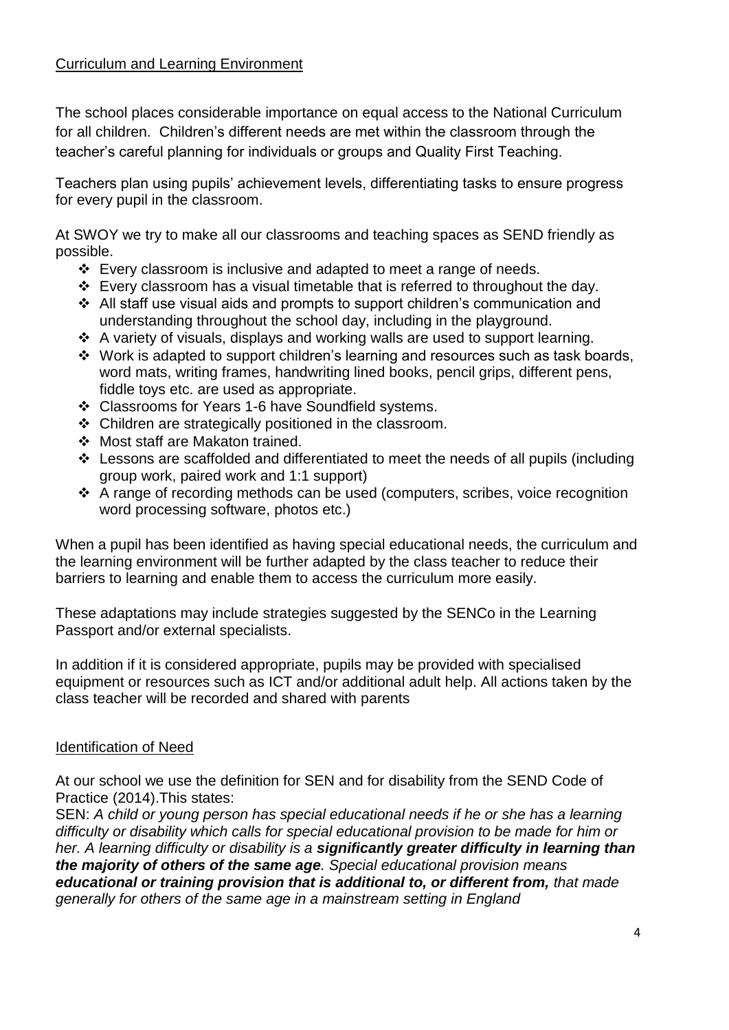## Curriculum and Learning Environment

The school places considerable importance on equal access to the National Curriculum for all children. Children's different needs are met within the classroom through the teacher's careful planning for individuals or groups and Quality First Teaching.

Teachers plan using pupils' achievement levels, differentiating tasks to ensure progress for every pupil in the classroom.

At SWOY we try to make all our classrooms and teaching spaces as SEND friendly as possible.

- Every classroom is inclusive and adapted to meet a range of needs.
- Every classroom has a visual timetable that is referred to throughout the day.
- All staff use visual aids and prompts to support children's communication and understanding throughout the school day, including in the playground.
- A variety of visuals, displays and working walls are used to support learning.
- Work is adapted to support children's learning and resources such as task boards, word mats, writing frames, handwriting lined books, pencil grips, different pens, fiddle toys etc. are used as appropriate.
- Classrooms for Years 1-6 have Soundfield systems.
- Children are strategically positioned in the classroom.
- Most staff are Makaton trained.
- Lessons are scaffolded and differentiated to meet the needs of all pupils (including group work, paired work and 1:1 support)
- A range of recording methods can be used (computers, scribes, voice recognition word processing software, photos etc.)

When a pupil has been identified as having special educational needs, the curriculum and the learning environment will be further adapted by the class teacher to reduce their barriers to learning and enable them to access the curriculum more easily.

These adaptations may include strategies suggested by the SENCo in the Learning Passport and/or external specialists.

In addition if it is considered appropriate, pupils may be provided with specialised equipment or resources such as ICT and/or additional adult help. All actions taken by the class teacher will be recorded and shared with parents

## Identification of Need

At our school we use the definition for SEN and for disability from the SEND Code of Practice (2014).This states:

SEN: *A child or young person has special educational needs if he or she has a learning difficulty or disability which calls for special educational provision to be made for him or her. A learning difficulty or disability is a* ***significantly greater difficulty in learning than the majority of others of the same age****. Special educational provision means* ***educational or training provision that is additional to, or different from,*** *that made generally for others of the same age in a mainstream setting in England*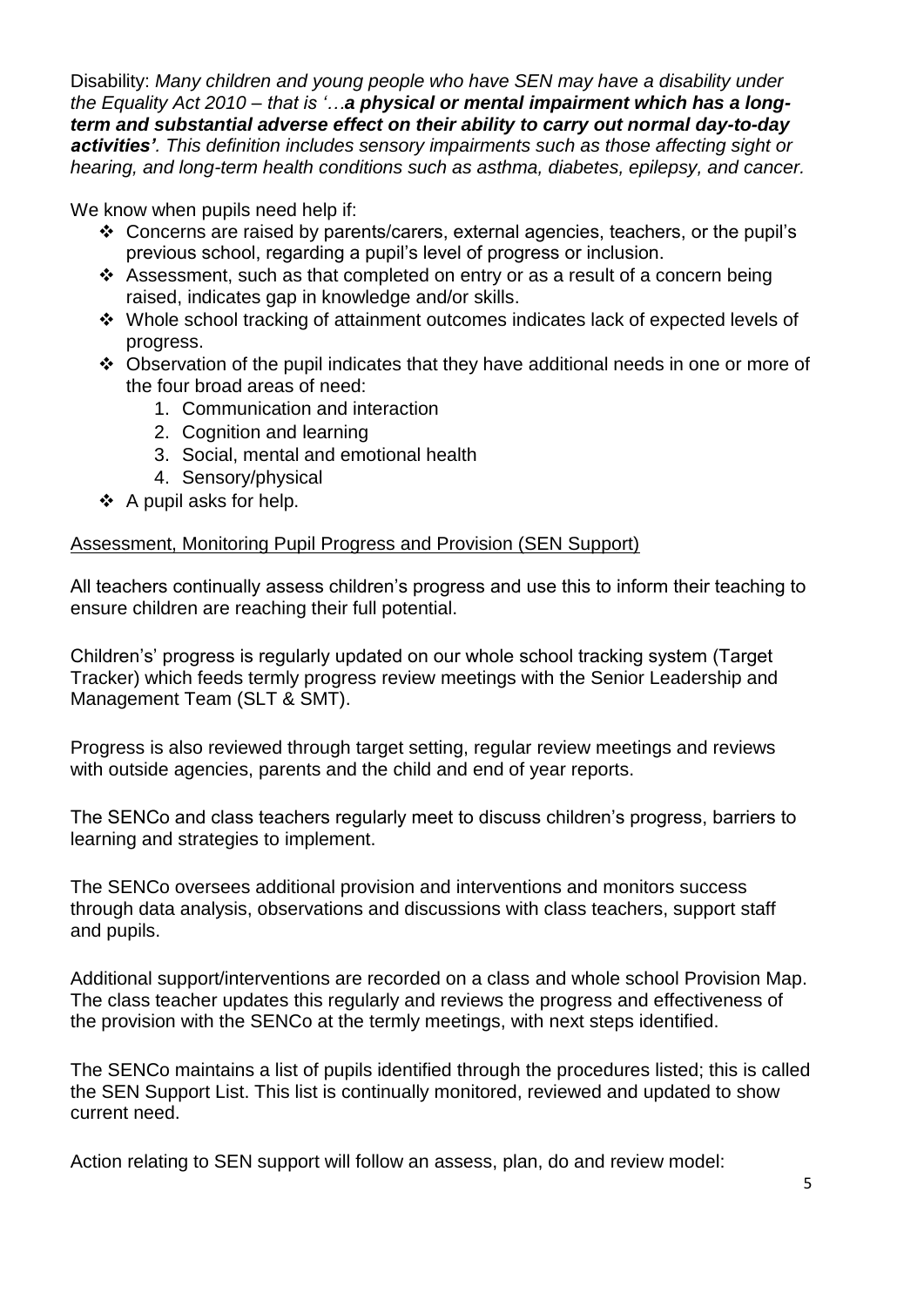Disability: *Many children and young people who have SEN may have a disability under the Equality Act 2010 – that is '…**a physical or mental impairment which has a long-term and substantial adverse effect on their ability to carry out normal day-to-day activities'**. This definition includes sensory impairments such as those affecting sight or hearing, and long-term health conditions such as asthma, diabetes, epilepsy, and cancer.*

We know when pupils need help if:

- Concerns are raised by parents/carers, external agencies, teachers, or the pupil's previous school, regarding a pupil's level of progress or inclusion.
- Assessment, such as that completed on entry or as a result of a concern being raised, indicates gap in knowledge and/or skills.
- Whole school tracking of attainment outcomes indicates lack of expected levels of progress.
- Observation of the pupil indicates that they have additional needs in one or more of the four broad areas of need:
    1. Communication and interaction
    2. Cognition and learning
    3. Social, mental and emotional health
    4. Sensory/physical
- A pupil asks for help.

<u>Assessment, Monitoring Pupil Progress and Provision (SEN Support)</u>

All teachers continually assess children's progress and use this to inform their teaching to ensure children are reaching their full potential.

Children's' progress is regularly updated on our whole school tracking system (Target Tracker) which feeds termly progress review meetings with the Senior Leadership and Management Team (SLT & SMT).

Progress is also reviewed through target setting, regular review meetings and reviews with outside agencies, parents and the child and end of year reports.

The SENCo and class teachers regularly meet to discuss children's progress, barriers to learning and strategies to implement.

The SENCo oversees additional provision and interventions and monitors success through data analysis, observations and discussions with class teachers, support staff and pupils.

Additional support/interventions are recorded on a class and whole school Provision Map. The class teacher updates this regularly and reviews the progress and effectiveness of the provision with the SENCo at the termly meetings, with next steps identified.

The SENCo maintains a list of pupils identified through the procedures listed; this is called the SEN Support List. This list is continually monitored, reviewed and updated to show current need.

Action relating to SEN support will follow an assess, plan, do and review model: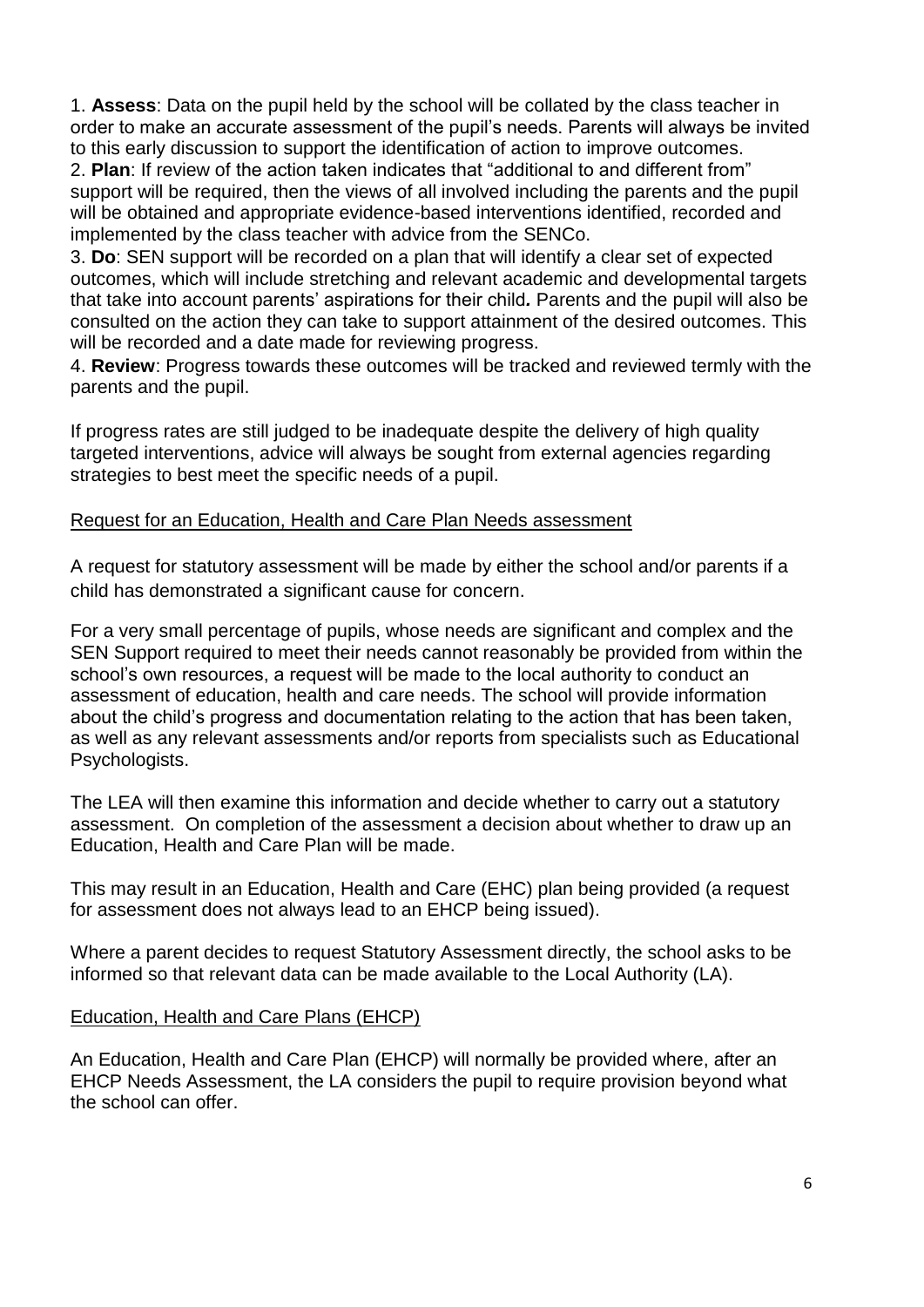1. **Assess**: Data on the pupil held by the school will be collated by the class teacher in order to make an accurate assessment of the pupil's needs. Parents will always be invited to this early discussion to support the identification of action to improve outcomes.
2. **Plan**: If review of the action taken indicates that "additional to and different from" support will be required, then the views of all involved including the parents and the pupil will be obtained and appropriate evidence-based interventions identified, recorded and implemented by the class teacher with advice from the SENCo.
3. **Do**: SEN support will be recorded on a plan that will identify a clear set of expected outcomes, which will include stretching and relevant academic and developmental targets that take into account parents' aspirations for their child**.** Parents and the pupil will also be consulted on the action they can take to support attainment of the desired outcomes. This will be recorded and a date made for reviewing progress.
4. **Review**: Progress towards these outcomes will be tracked and reviewed termly with the parents and the pupil.

If progress rates are still judged to be inadequate despite the delivery of high quality targeted interventions, advice will always be sought from external agencies regarding strategies to best meet the specific needs of a pupil.

## Request for an Education, Health and Care Plan Needs assessment

A request for statutory assessment will be made by either the school and/or parents if a child has demonstrated a significant cause for concern.

For a very small percentage of pupils, whose needs are significant and complex and the SEN Support required to meet their needs cannot reasonably be provided from within the school's own resources, a request will be made to the local authority to conduct an assessment of education, health and care needs. The school will provide information about the child's progress and documentation relating to the action that has been taken, as well as any relevant assessments and/or reports from specialists such as Educational Psychologists.

The LEA will then examine this information and decide whether to carry out a statutory assessment. On completion of the assessment a decision about whether to draw up an Education, Health and Care Plan will be made.

This may result in an Education, Health and Care (EHC) plan being provided (a request for assessment does not always lead to an EHCP being issued).

Where a parent decides to request Statutory Assessment directly, the school asks to be informed so that relevant data can be made available to the Local Authority (LA).

## Education, Health and Care Plans (EHCP)

An Education, Health and Care Plan (EHCP) will normally be provided where, after an EHCP Needs Assessment, the LA considers the pupil to require provision beyond what the school can offer.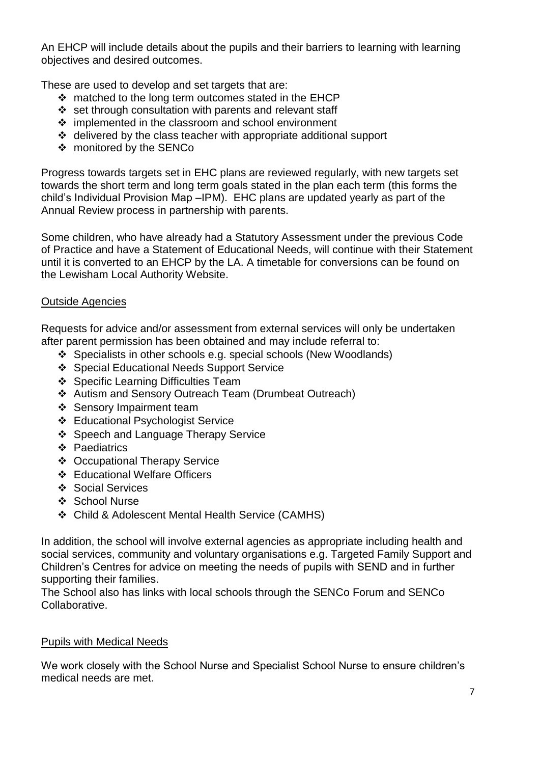An EHCP will include details about the pupils and their barriers to learning with learning objectives and desired outcomes.

These are used to develop and set targets that are:

- matched to the long term outcomes stated in the EHCP
- set through consultation with parents and relevant staff
- implemented in the classroom and school environment
- delivered by the class teacher with appropriate additional support
- monitored by the SENCo

Progress towards targets set in EHC plans are reviewed regularly, with new targets set towards the short term and long term goals stated in the plan each term (this forms the child's Individual Provision Map –IPM). EHC plans are updated yearly as part of the Annual Review process in partnership with parents.

Some children, who have already had a Statutory Assessment under the previous Code of Practice and have a Statement of Educational Needs, will continue with their Statement until it is converted to an EHCP by the LA. A timetable for conversions can be found on the Lewisham Local Authority Website.

## Outside Agencies

Requests for advice and/or assessment from external services will only be undertaken after parent permission has been obtained and may include referral to:

- Specialists in other schools e.g. special schools (New Woodlands)
- Special Educational Needs Support Service
- Specific Learning Difficulties Team
- Autism and Sensory Outreach Team (Drumbeat Outreach)
- Sensory Impairment team
- Educational Psychologist Service
- Speech and Language Therapy Service
- Paediatrics
- Occupational Therapy Service
- Educational Welfare Officers
- Social Services
- School Nurse
- Child & Adolescent Mental Health Service (CAMHS)

In addition, the school will involve external agencies as appropriate including health and social services, community and voluntary organisations e.g. Targeted Family Support and Children's Centres for advice on meeting the needs of pupils with SEND and in further supporting their families.
The School also has links with local schools through the SENCo Forum and SENCo Collaborative.

## Pupils with Medical Needs

We work closely with the School Nurse and Specialist School Nurse to ensure children's medical needs are met.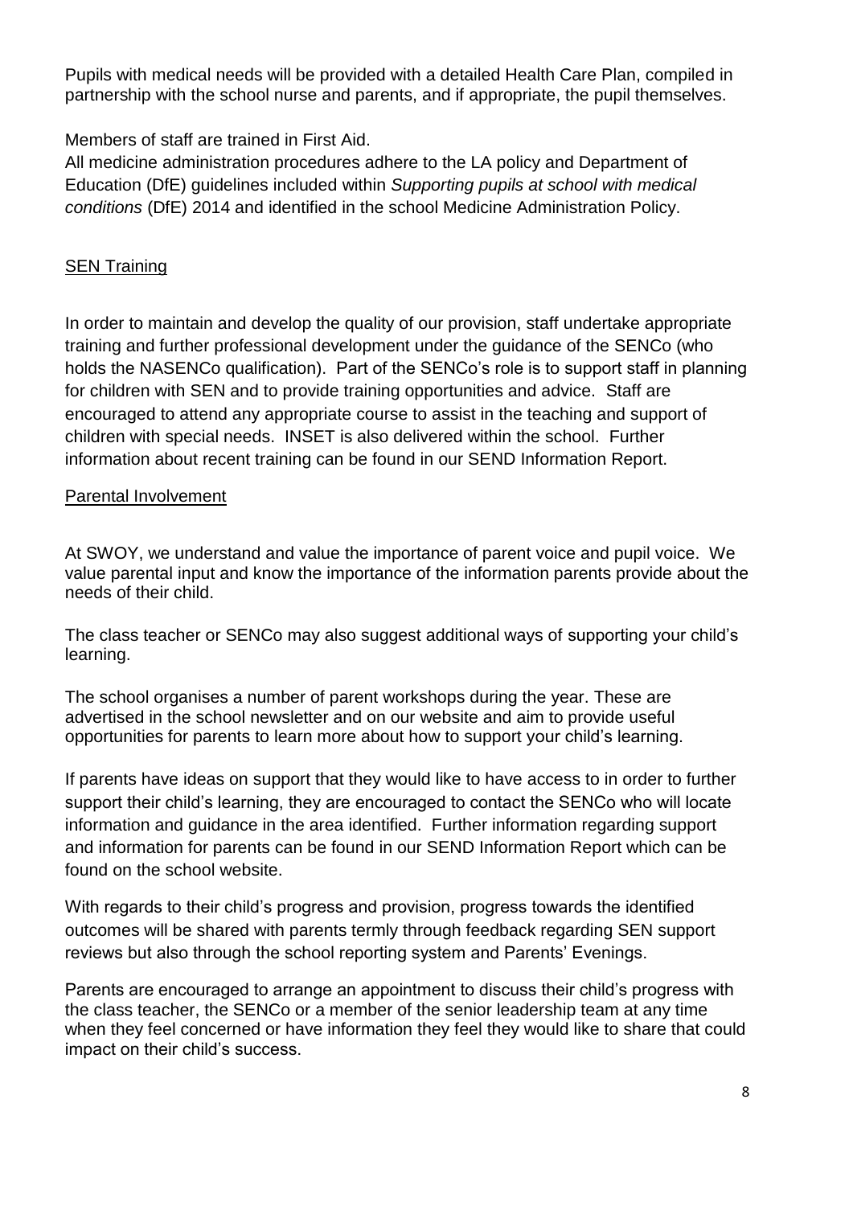Pupils with medical needs will be provided with a detailed Health Care Plan, compiled in partnership with the school nurse and parents, and if appropriate, the pupil themselves.

Members of staff are trained in First Aid.
All medicine administration procedures adhere to the LA policy and Department of Education (DfE) guidelines included within *Supporting pupils at school with medical conditions* (DfE) 2014 and identified in the school Medicine Administration Policy.

## SEN Training

In order to maintain and develop the quality of our provision, staff undertake appropriate training and further professional development under the guidance of the SENCo (who holds the NASENCo qualification). Part of the SENCo's role is to support staff in planning for children with SEN and to provide training opportunities and advice. Staff are encouraged to attend any appropriate course to assist in the teaching and support of children with special needs. INSET is also delivered within the school. Further information about recent training can be found in our SEND Information Report.

## Parental Involvement

At SWOY, we understand and value the importance of parent voice and pupil voice. We value parental input and know the importance of the information parents provide about the needs of their child.

The class teacher or SENCo may also suggest additional ways of supporting your child's learning.

The school organises a number of parent workshops during the year. These are advertised in the school newsletter and on our website and aim to provide useful opportunities for parents to learn more about how to support your child's learning.

If parents have ideas on support that they would like to have access to in order to further support their child's learning, they are encouraged to contact the SENCo who will locate information and guidance in the area identified. Further information regarding support and information for parents can be found in our SEND Information Report which can be found on the school website.

With regards to their child's progress and provision, progress towards the identified outcomes will be shared with parents termly through feedback regarding SEN support reviews but also through the school reporting system and Parents' Evenings.

Parents are encouraged to arrange an appointment to discuss their child's progress with the class teacher, the SENCo or a member of the senior leadership team at any time when they feel concerned or have information they feel they would like to share that could impact on their child's success.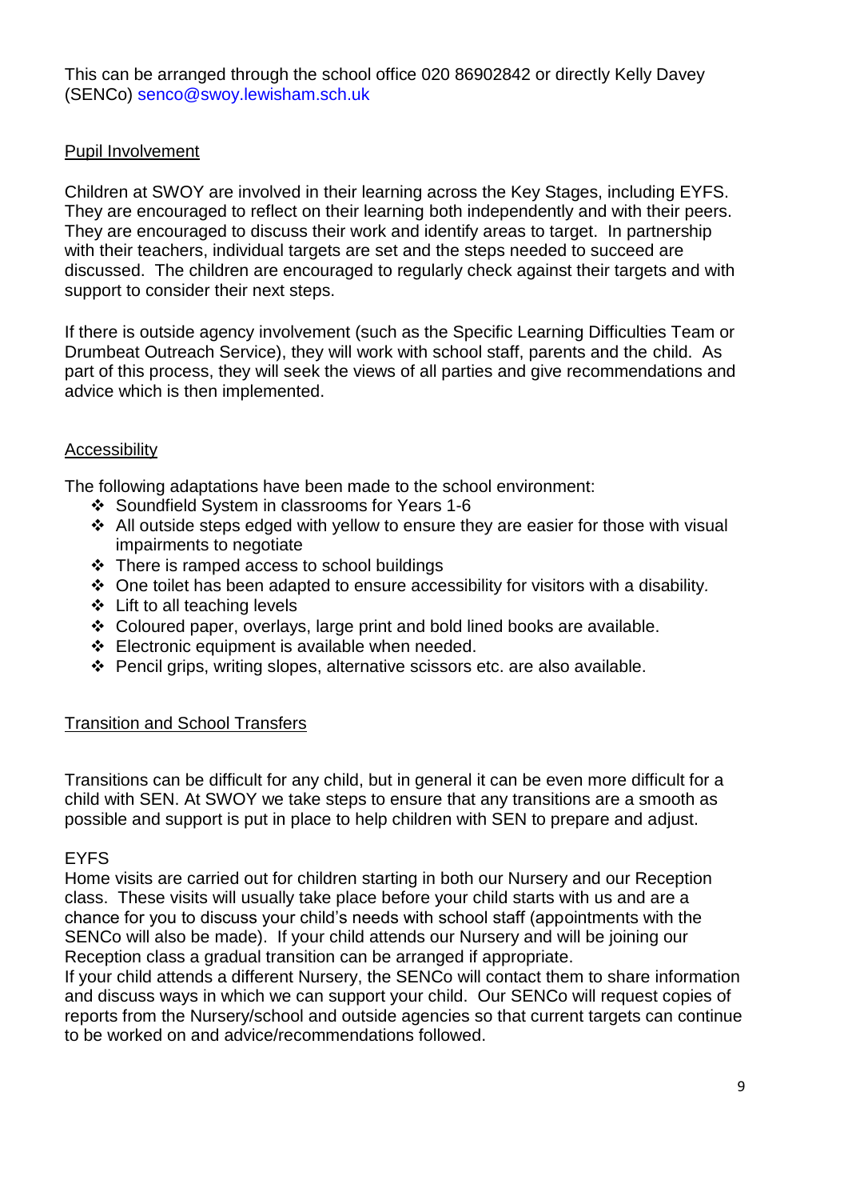This can be arranged through the school office 020 86902842 or directly Kelly Davey (SENCo) senco@swoy.lewisham.sch.uk

## Pupil Involvement

Children at SWOY are involved in their learning across the Key Stages, including EYFS. They are encouraged to reflect on their learning both independently and with their peers. They are encouraged to discuss their work and identify areas to target. In partnership with their teachers, individual targets are set and the steps needed to succeed are discussed. The children are encouraged to regularly check against their targets and with support to consider their next steps.

If there is outside agency involvement (such as the Specific Learning Difficulties Team or Drumbeat Outreach Service), they will work with school staff, parents and the child. As part of this process, they will seek the views of all parties and give recommendations and advice which is then implemented.

## Accessibility

The following adaptations have been made to the school environment:

- Soundfield System in classrooms for Years 1-6
- All outside steps edged with yellow to ensure they are easier for those with visual impairments to negotiate
- There is ramped access to school buildings
- One toilet has been adapted to ensure accessibility for visitors with a disability.
- Lift to all teaching levels
- Coloured paper, overlays, large print and bold lined books are available.
- Electronic equipment is available when needed.
- Pencil grips, writing slopes, alternative scissors etc. are also available.

## Transition and School Transfers

Transitions can be difficult for any child, but in general it can be even more difficult for a child with SEN. At SWOY we take steps to ensure that any transitions are a smooth as possible and support is put in place to help children with SEN to prepare and adjust.

### EYFS

Home visits are carried out for children starting in both our Nursery and our Reception class. These visits will usually take place before your child starts with us and are a chance for you to discuss your child's needs with school staff (appointments with the SENCo will also be made). If your child attends our Nursery and will be joining our Reception class a gradual transition can be arranged if appropriate.

If your child attends a different Nursery, the SENCo will contact them to share information and discuss ways in which we can support your child. Our SENCo will request copies of reports from the Nursery/school and outside agencies so that current targets can continue to be worked on and advice/recommendations followed.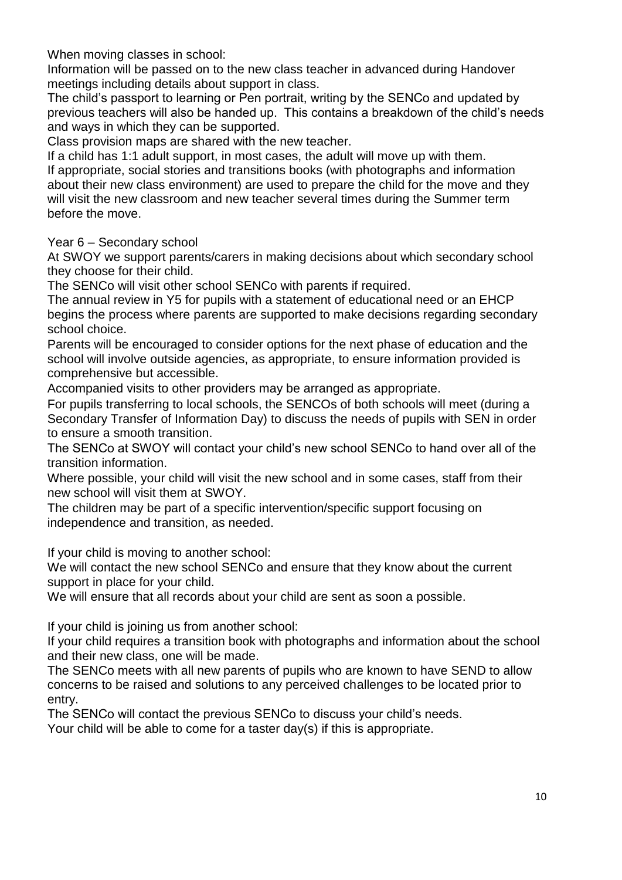When moving classes in school:

Information will be passed on to the new class teacher in advanced during Handover meetings including details about support in class.

The child's passport to learning or Pen portrait, writing by the SENCo and updated by previous teachers will also be handed up. This contains a breakdown of the child's needs and ways in which they can be supported.

Class provision maps are shared with the new teacher.

If a child has 1:1 adult support, in most cases, the adult will move up with them.

If appropriate, social stories and transitions books (with photographs and information about their new class environment) are used to prepare the child for the move and they will visit the new classroom and new teacher several times during the Summer term before the move.

Year 6 – Secondary school

At SWOY we support parents/carers in making decisions about which secondary school they choose for their child.

The SENCo will visit other school SENCo with parents if required.

The annual review in Y5 for pupils with a statement of educational need or an EHCP begins the process where parents are supported to make decisions regarding secondary school choice.

Parents will be encouraged to consider options for the next phase of education and the school will involve outside agencies, as appropriate, to ensure information provided is comprehensive but accessible.

Accompanied visits to other providers may be arranged as appropriate.

For pupils transferring to local schools, the SENCOs of both schools will meet (during a Secondary Transfer of Information Day) to discuss the needs of pupils with SEN in order to ensure a smooth transition.

The SENCo at SWOY will contact your child's new school SENCo to hand over all of the transition information.

Where possible, your child will visit the new school and in some cases, staff from their new school will visit them at SWOY.

The children may be part of a specific intervention/specific support focusing on independence and transition, as needed.

If your child is moving to another school:

We will contact the new school SENCo and ensure that they know about the current support in place for your child.

We will ensure that all records about your child are sent as soon a possible.

If your child is joining us from another school:

If your child requires a transition book with photographs and information about the school and their new class, one will be made.

The SENCo meets with all new parents of pupils who are known to have SEND to allow concerns to be raised and solutions to any perceived challenges to be located prior to entry.

The SENCo will contact the previous SENCo to discuss your child's needs.

Your child will be able to come for a taster day(s) if this is appropriate.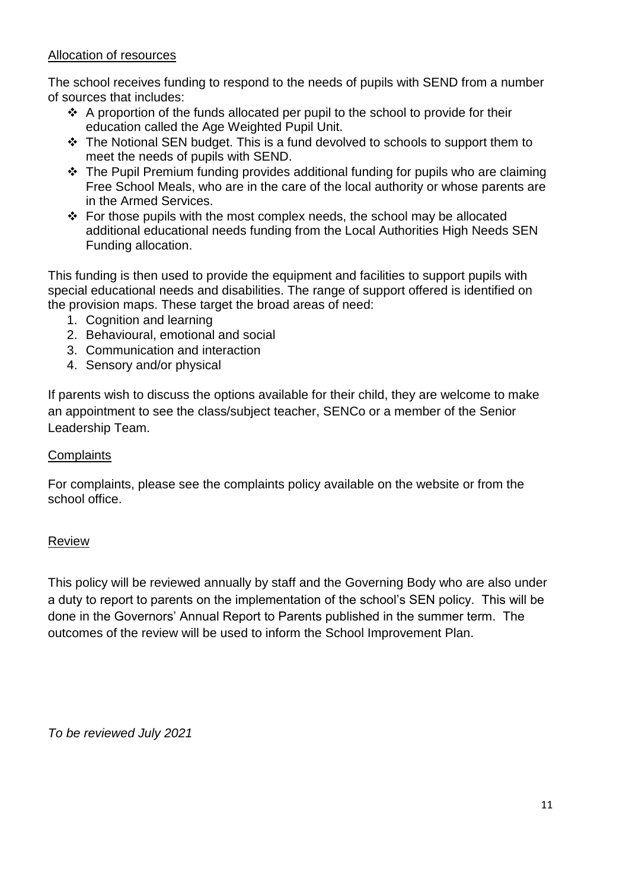## Allocation of resources

The school receives funding to respond to the needs of pupils with SEND from a number of sources that includes:

- A proportion of the funds allocated per pupil to the school to provide for their education called the Age Weighted Pupil Unit.
- The Notional SEN budget. This is a fund devolved to schools to support them to meet the needs of pupils with SEND.
- The Pupil Premium funding provides additional funding for pupils who are claiming Free School Meals, who are in the care of the local authority or whose parents are in the Armed Services.
- For those pupils with the most complex needs, the school may be allocated additional educational needs funding from the Local Authorities High Needs SEN Funding allocation.

This funding is then used to provide the equipment and facilities to support pupils with special educational needs and disabilities. The range of support offered is identified on the provision maps. These target the broad areas of need:

1. Cognition and learning
2. Behavioural, emotional and social
3. Communication and interaction
4. Sensory and/or physical

If parents wish to discuss the options available for their child, they are welcome to make an appointment to see the class/subject teacher, SENCo or a member of the Senior Leadership Team.

## Complaints

For complaints, please see the complaints policy available on the website or from the school office.

## Review

This policy will be reviewed annually by staff and the Governing Body who are also under a duty to report to parents on the implementation of the school's SEN policy. This will be done in the Governors' Annual Report to Parents published in the summer term. The outcomes of the review will be used to inform the School Improvement Plan.

*To be reviewed July 2021*